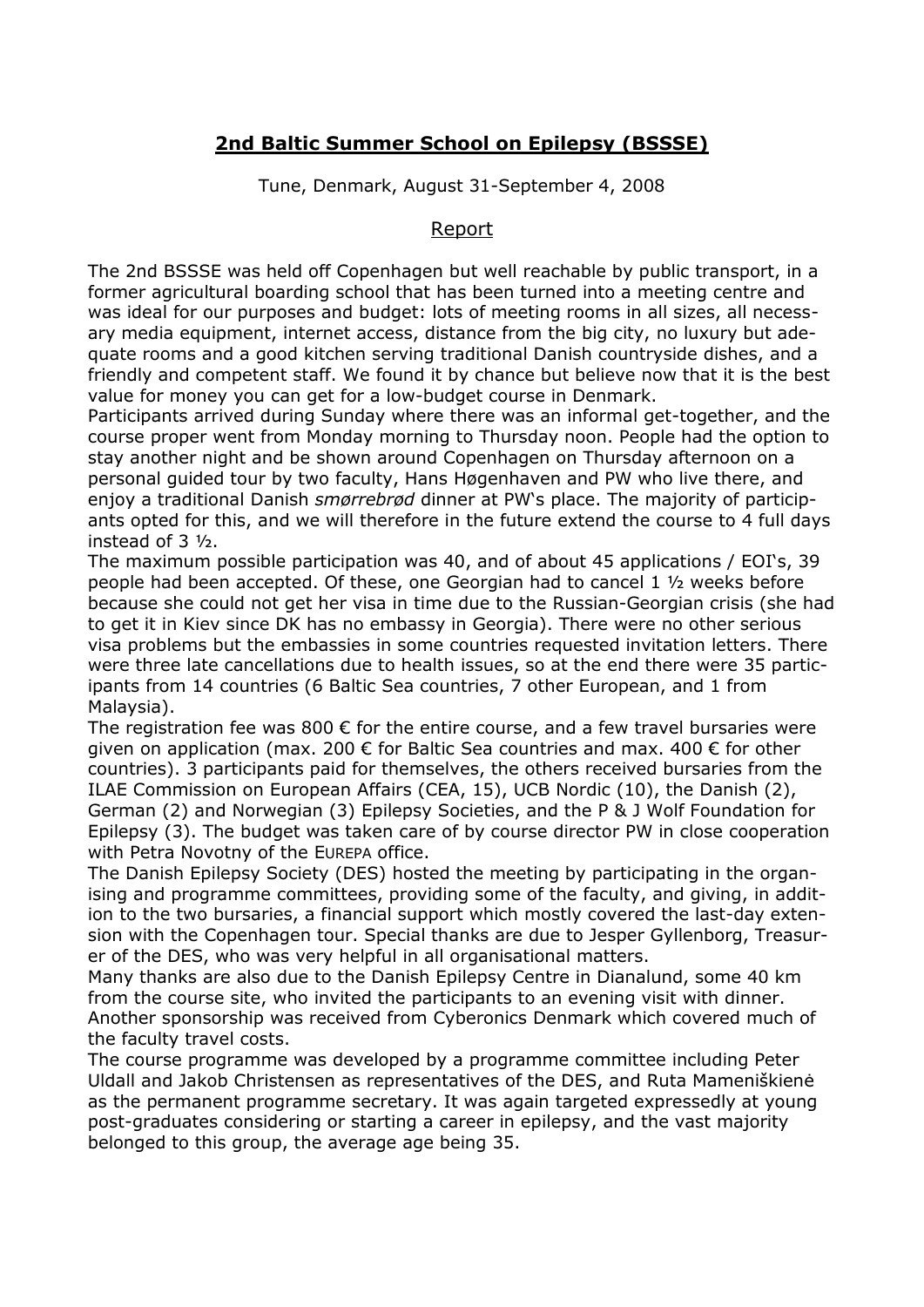# 2nd Baltic Summer School on Epilepsy (BSSSE)

Tune, Denmark, August 31-September 4, 2008

## Report

The 2nd BSSSE was held off Copenhagen but well reachable by public transport, in a former agricultural boarding school that has been turned into a meeting centre and was ideal for our purposes and budget: lots of meeting rooms in all sizes, all necessary media equipment, internet access, distance from the big city, no luxury but adequate rooms and a good kitchen serving traditional Danish countryside dishes, and a friendly and competent staff. We found it by chance but believe now that it is the best value for money you can get for a low-budget course in Denmark.

Participants arrived during Sunday where there was an informal get-together, and the course proper went from Monday morning to Thursday noon. People had the option to stay another night and be shown around Copenhagen on Thursday afternoon on a personal guided tour by two faculty, Hans Høgenhaven and PW who live there, and enjoy a traditional Danish *smørrebrød* dinner at PW's place. The majority of participants opted for this, and we will therefore in the future extend the course to 4 full days instead of 3 ½.

The maximum possible participation was 40, and of about 45 applications / EOI's, 39 people had been accepted. Of these, one Georgian had to cancel 1 ½ weeks before because she could not get her visa in time due to the Russian-Georgian crisis (she had to get it in Kiev since DK has no embassy in Georgia). There were no other serious visa problems but the embassies in some countries requested invitation letters. There were three late cancellations due to health issues, so at the end there were 35 participants from 14 countries (6 Baltic Sea countries, 7 other European, and 1 from Malaysia).

The registration fee was 800 € for the entire course, and a few travel bursaries were given on application (max. 200 € for Baltic Sea countries and max. 400 € for other countries). 3 participants paid for themselves, the others received bursaries from the ILAE Commission on European Affairs (CEA, 15), UCB Nordic (10), the Danish (2), German (2) and Norwegian (3) Epilepsy Societies, and the P & J Wolf Foundation for Epilepsy (3). The budget was taken care of by course director PW in close cooperation with Petra Novotny of the EUREPA office.

The Danish Epilepsy Society (DES) hosted the meeting by participating in the organising and programme committees, providing some of the faculty, and giving, in addition to the two bursaries, a financial support which mostly covered the last-day extension with the Copenhagen tour. Special thanks are due to Jesper Gyllenborg, Treasurer of the DES, who was very helpful in all organisational matters.

Many thanks are also due to the Danish Epilepsy Centre in Dianalund, some 40 km from the course site, who invited the participants to an evening visit with dinner. Another sponsorship was received from Cyberonics Denmark which covered much of the faculty travel costs.

The course programme was developed by a programme committee including Peter Uldall and Jakob Christensen as representatives of the DES, and Ruta Mameniškienė as the permanent programme secretary. It was again targeted expressedly at young post-graduates considering or starting a career in epilepsy, and the vast majority belonged to this group, the average age being 35.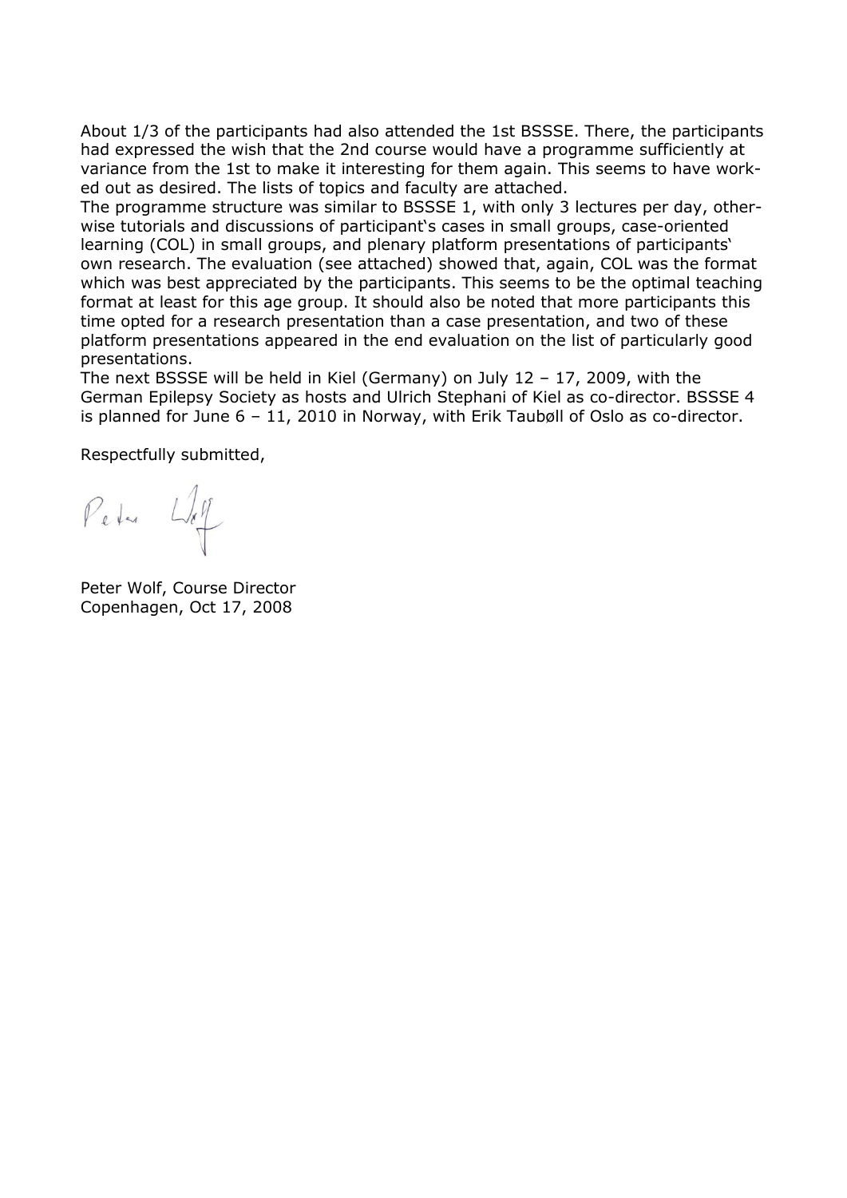About 1/3 of the participants had also attended the 1st BSSSE. There, the participants had expressed the wish that the 2nd course would have a programme sufficiently at variance from the 1st to make it interesting for them again. This seems to have worked out as desired. The lists of topics and faculty are attached.

The programme structure was similar to BSSSE 1, with only 3 lectures per day, otherwise tutorials and discussions of participant's cases in small groups, case-oriented learning (COL) in small groups, and plenary platform presentations of participants' own research. The evaluation (see attached) showed that, again, COL was the format which was best appreciated by the participants. This seems to be the optimal teaching format at least for this age group. It should also be noted that more participants this time opted for a research presentation than a case presentation, and two of these platform presentations appeared in the end evaluation on the list of particularly good presentations.

The next BSSSE will be held in Kiel (Germany) on July 12 – 17, 2009, with the German Epilepsy Society as hosts and Ulrich Stephani of Kiel as co-director. BSSSE 4 is planned for June 6 – 11, 2010 in Norway, with Erik Taubøll of Oslo as co-director.

Respectfully submitted,

Peter Wolf

Peter Wolf, Course Director
Copenhagen, Oct 17, 2008